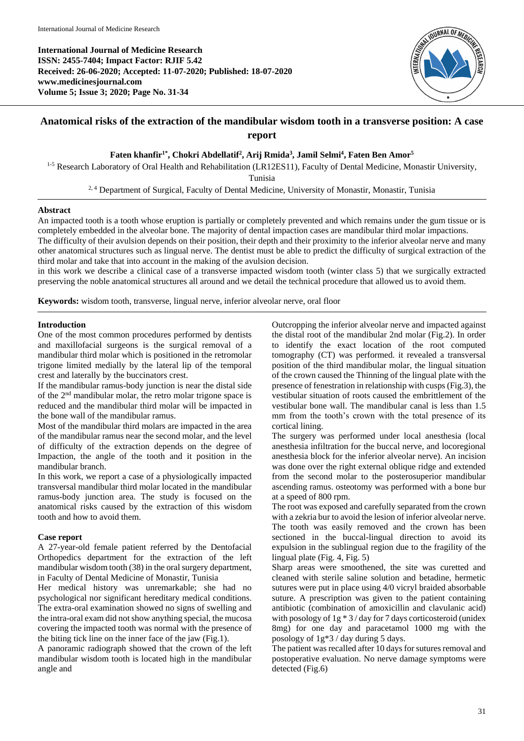**International Journal of Medicine Research**
**ISSN: 2455-7404; Impact Factor: RJIF 5.42**
**Received: 26-06-2020; Accepted: 11-07-2020; Published: 18-07-2020**
**www.medicinesjournal.com**
**Volume 5; Issue 3; 2020; Page No. 31-34**

# Anatomical risks of the extraction of the mandibular wisdom tooth in a transverse position: A case report

**Faten khanfir[1*], Chokri Abdellatif[2], Arij Rmida[3], Jamil Selmi[4], Faten Ben Amor[5]**

[1-5] Research Laboratory of Oral Health and Rehabilitation (LR12ES11), Faculty of Dental Medicine, Monastir University, Tunisia

[2, 4] Department of Surgical, Faculty of Dental Medicine, University of Monastir, Monastir, Tunisia

## Abstract

An impacted tooth is a tooth whose eruption is partially or completely prevented and which remains under the gum tissue or is completely embedded in the alveolar bone. The majority of dental impaction cases are mandibular third molar impactions.

The difficulty of their avulsion depends on their position, their depth and their proximity to the inferior alveolar nerve and many other anatomical structures such as lingual nerve. The dentist must be able to predict the difficulty of surgical extraction of the third molar and take that into account in the making of the avulsion decision.

in this work we describe a clinical case of a transverse impacted wisdom tooth (winter class 5) that we surgically extracted preserving the noble anatomical structures all around and we detail the technical procedure that allowed us to avoid them.

**Keywords:** wisdom tooth, transverse, lingual nerve, inferior alveolar nerve, oral floor

## Introduction

One of the most common procedures performed by dentists and maxillofacial surgeons is the surgical removal of a mandibular third molar which is positioned in the retromolar trigone limited medially by the lateral lip of the temporal crest and laterally by the buccinators crest.

If the mandibular ramus-body junction is near the distal side of the 2nd mandibular molar, the retro molar trigone space is reduced and the mandibular third molar will be impacted in the bone wall of the mandibular ramus.

Most of the mandibular third molars are impacted in the area of the mandibular ramus near the second molar, and the level of difficulty of the extraction depends on the degree of Impaction, the angle of the tooth and it position in the mandibular branch.

In this work, we report a case of a physiologically impacted transversal mandibular third molar located in the mandibular ramus-body junction area. The study is focused on the anatomical risks caused by the extraction of this wisdom tooth and how to avoid them.

## Case report

A 27-year-old female patient referred by the Dentofacial Orthopedics department for the extraction of the left mandibular wisdom tooth (38) in the oral surgery department, in Faculty of Dental Medicine of Monastir, Tunisia

Her medical history was unremarkable; she had no psychological nor significant hereditary medical conditions. The extra-oral examination showed no signs of swelling and the intra-oral exam did not show anything special, the mucosa covering the impacted tooth was normal with the presence of the biting tick line on the inner face of the jaw (Fig.1).

A panoramic radiograph showed that the crown of the left mandibular wisdom tooth is located high in the mandibular angle and Outcropping the inferior alveolar nerve and impacted against the distal root of the mandibular 2nd molar (Fig.2). In order to identify the exact location of the root computed tomography (CT) was performed. it revealed a transversal position of the third mandibular molar, the lingual situation of the crown caused the Thinning of the lingual plate with the presence of fenestration in relationship with cusps (Fig.3), the vestibular situation of roots caused the embrittlement of the vestibular bone wall. The mandibular canal is less than 1.5 mm from the tooth's crown with the total presence of its cortical lining.

The surgery was performed under local anesthesia (local anesthesia infiltration for the buccal nerve, and locoregional anesthesia block for the inferior alveolar nerve). An incision was done over the right external oblique ridge and extended from the second molar to the posterosuperior mandibular ascending ramus. osteotomy was performed with a bone bur at a speed of 800 rpm.

The root was exposed and carefully separated from the crown with a zekria bur to avoid the lesion of inferior alveolar nerve. The tooth was easily removed and the crown has been sectioned in the buccal-lingual direction to avoid its expulsion in the sublingual region due to the fragility of the lingual plate (Fig. 4, Fig. 5)

Sharp areas were smoothened, the site was curetted and cleaned with sterile saline solution and betadine, hermetic sutures were put in place using 4/0 vicryl braided absorbable suture. A prescription was given to the patient containing antibiotic (combination of amoxicillin and clavulanic acid) with posology of 1g * 3 / day for 7 days corticosteroid (unidex 8mg) for one day and paracetamol 1000 mg with the posology of 1g*3 / day during 5 days.

The patient was recalled after 10 days for sutures removal and postoperative evaluation. No nerve damage symptoms were detected (Fig.6)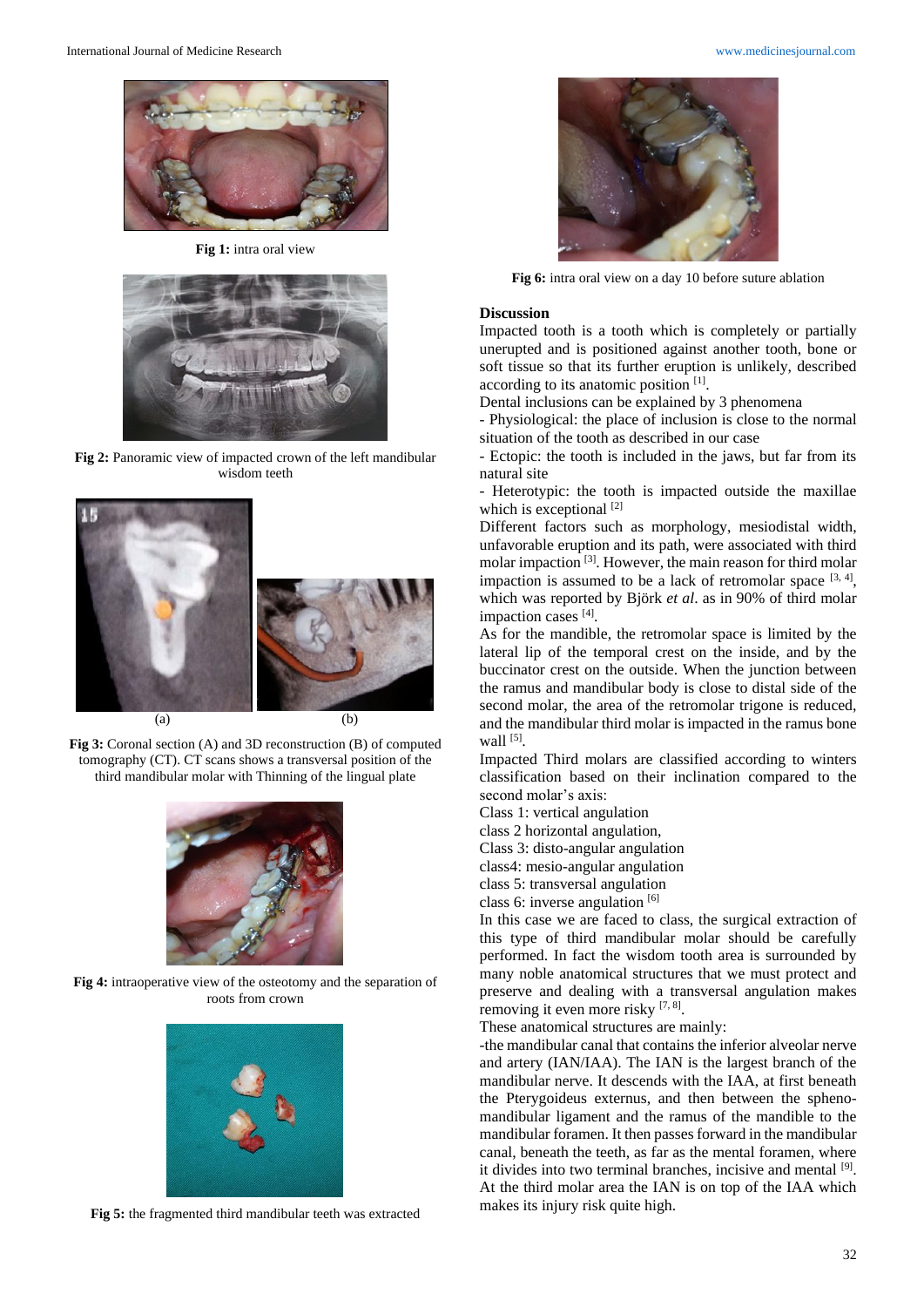Fig 1: intra oral view

Fig 2: Panoramic view of impacted crown of the left mandibular wisdom teeth

(a) (b)

Fig 3: Coronal section (A) and 3D reconstruction (B) of computed tomography (CT). CT scans shows a transversal position of the third mandibular molar with Thinning of the lingual plate

Fig 4: intraoperative view of the osteotomy and the separation of roots from crown

Fig 5: the fragmented third mandibular teeth was extracted

Fig 6: intra oral view on a day 10 before suture ablation

## Discussion

Impacted tooth is a tooth which is completely or partially unerupted and is positioned against another tooth, bone or soft tissue so that its further eruption is unlikely, described according to its anatomic position [1].

Dental inclusions can be explained by 3 phenomena

- Physiological: the place of inclusion is close to the normal situation of the tooth as described in our case
- Ectopic: the tooth is included in the jaws, but far from its natural site
- Heterotypic: the tooth is impacted outside the maxillae which is exceptional [2]

Different factors such as morphology, mesiodistal width, unfavorable eruption and its path, were associated with third molar impaction [3]. However, the main reason for third molar impaction is assumed to be a lack of retromolar space [3, 4], which was reported by Björk *et al*. as in 90% of third molar impaction cases [4].

As for the mandible, the retromolar space is limited by the lateral lip of the temporal crest on the inside, and by the buccinator crest on the outside. When the junction between the ramus and mandibular body is close to distal side of the second molar, the area of the retromolar trigone is reduced, and the mandibular third molar is impacted in the ramus bone wall [5].

Impacted Third molars are classified according to winters classification based on their inclination compared to the second molar's axis:

Class 1: vertical angulation
class 2 horizontal angulation,
Class 3: disto-angular angulation
class4: mesio-angular angulation
class 5: transversal angulation
class 6: inverse angulation [6]

In this case we are faced to class, the surgical extraction of this type of third mandibular molar should be carefully performed. In fact the wisdom tooth area is surrounded by many noble anatomical structures that we must protect and preserve and dealing with a transversal angulation makes removing it even more risky [7, 8].

These anatomical structures are mainly:

-the mandibular canal that contains the inferior alveolar nerve and artery (IAN/IAA). The IAN is the largest branch of the mandibular nerve. It descends with the IAA, at first beneath the Pterygoideus externus, and then between the spheno-mandibular ligament and the ramus of the mandible to the mandibular foramen. It then passes forward in the mandibular canal, beneath the teeth, as far as the mental foramen, where it divides into two terminal branches, incisive and mental [9]. At the third molar area the IAN is on top of the IAA which makes its injury risk quite high.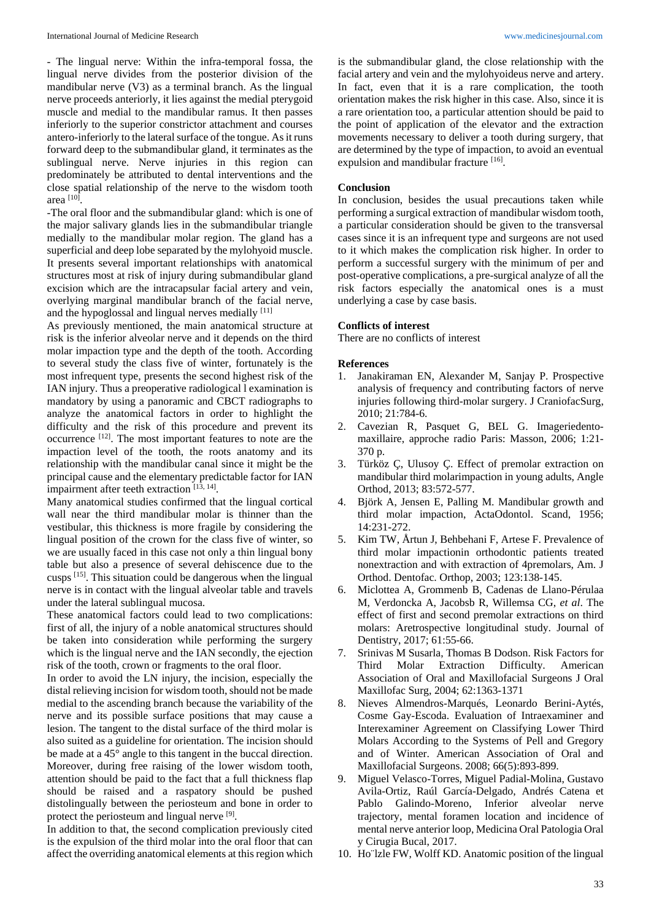- The lingual nerve: Within the infra-temporal fossa, the lingual nerve divides from the posterior division of the mandibular nerve (V3) as a terminal branch. As the lingual nerve proceeds anteriorly, it lies against the medial pterygoid muscle and medial to the mandibular ramus. It then passes inferiorly to the superior constrictor attachment and courses antero-inferiorly to the lateral surface of the tongue. As it runs forward deep to the submandibular gland, it terminates as the sublingual nerve. Nerve injuries in this region can predominately be attributed to dental interventions and the close spatial relationship of the nerve to the wisdom tooth area [10].

-The oral floor and the submandibular gland: which is one of the major salivary glands lies in the submandibular triangle medially to the mandibular molar region. The gland has a superficial and deep lobe separated by the mylohyoid muscle. It presents several important relationships with anatomical structures most at risk of injury during submandibular gland excision which are the intracapsular facial artery and vein, overlying marginal mandibular branch of the facial nerve, and the hypoglossal and lingual nerves medially [11]

As previously mentioned, the main anatomical structure at risk is the inferior alveolar nerve and it depends on the third molar impaction type and the depth of the tooth. According to several study the class five of winter, fortunately is the most infrequent type, presents the second highest risk of the IAN injury. Thus a preoperative radiological l examination is mandatory by using a panoramic and CBCT radiographs to analyze the anatomical factors in order to highlight the difficulty and the risk of this procedure and prevent its occurrence [12]. The most important features to note are the impaction level of the tooth, the roots anatomy and its relationship with the mandibular canal since it might be the principal cause and the elementary predictable factor for IAN impairment after teeth extraction [13, 14].

Many anatomical studies confirmed that the lingual cortical wall near the third mandibular molar is thinner than the vestibular, this thickness is more fragile by considering the lingual position of the crown for the class five of winter, so we are usually faced in this case not only a thin lingual bony table but also a presence of several dehiscence due to the cusps [15]. This situation could be dangerous when the lingual nerve is in contact with the lingual alveolar table and travels under the lateral sublingual mucosa.

These anatomical factors could lead to two complications: first of all, the injury of a noble anatomical structures should be taken into consideration while performing the surgery which is the lingual nerve and the IAN secondly, the ejection risk of the tooth, crown or fragments to the oral floor.

In order to avoid the LN injury, the incision, especially the distal relieving incision for wisdom tooth, should not be made medial to the ascending branch because the variability of the nerve and its possible surface positions that may cause a lesion. The tangent to the distal surface of the third molar is also suited as a guideline for orientation. The incision should be made at a 45° angle to this tangent in the buccal direction. Moreover, during free raising of the lower wisdom tooth, attention should be paid to the fact that a full thickness flap should be raised and a raspatory should be pushed distolingually between the periosteum and bone in order to protect the periosteum and lingual nerve [9].

In addition to that, the second complication previously cited is the expulsion of the third molar into the oral floor that can affect the overriding anatomical elements at this region which is the submandibular gland, the close relationship with the facial artery and vein and the mylohyoideus nerve and artery. In fact, even that it is a rare complication, the tooth orientation makes the risk higher in this case. Also, since it is a rare orientation too, a particular attention should be paid to the point of application of the elevator and the extraction movements necessary to deliver a tooth during surgery, that are determined by the type of impaction, to avoid an eventual expulsion and mandibular fracture [16].

## Conclusion

In conclusion, besides the usual precautions taken while performing a surgical extraction of mandibular wisdom tooth, a particular consideration should be given to the transversal cases since it is an infrequent type and surgeons are not used to it which makes the complication risk higher. In order to perform a successful surgery with the minimum of per and post-operative complications, a pre-surgical analyze of all the risk factors especially the anatomical ones is a must underlying a case by case basis.

## Conflicts of interest

There are no conflicts of interest

## References

1. Janakiraman EN, Alexander M, Sanjay P. Prospective analysis of frequency and contributing factors of nerve injuries following third-molar surgery. J CraniofacSurg, 2010; 21:784-6.
2. Cavezian R, Pasquet G, BEL G. Imageriedento-maxillaire, approche radio Paris: Masson, 2006; 1:21-370 p.
3. Türköz Ç, Ulusoy Ç. Effect of premolar extraction on mandibular third molarimpaction in young adults, Angle Orthod, 2013; 83:572-577.
4. Björk A, Jensen E, Palling M. Mandibular growth and third molar impaction, ActaOdontol. Scand, 1956; 14:231-272.
5. Kim TW, Årtun J, Behbehani F, Artese F. Prevalence of third molar impactionin orthodontic patients treated nonextraction and with extraction of 4premolars, Am. J Orthod. Dentofac. Orthop, 2003; 123:138-145.
6. Miclottea A, Grommenb G, Cadenas de Llano-Pérulaa M, Verdoncka A, Jacobsb R, Willemsa CG, *et al*. The effect of first and second premolar extractions on third molars: Aretrospective longitudinal study. Journal of Dentistry, 2017; 61:55-66.
7. Srinivas M Susarla, Thomas B Dodson. Risk Factors for Third Molar Extraction Difficulty. American Association of Oral and Maxillofacial Surgeons J Oral Maxillofac Surg, 2004; 62:1363-1371
8. Nieves Almendros-Marqués, Leonardo Berini-Aytés, Cosme Gay-Escoda. Evaluation of Intraexaminer and Interexaminer Agreement on Classifying Lower Third Molars According to the Systems of Pell and Gregory and of Winter. American Association of Oral and Maxillofacial Surgeons. 2008; 66(5):893-899.
9. Miguel Velasco-Torres, Miguel Padial-Molina, Gustavo Avila-Ortiz, Raúl García-Delgado, Andrés Catena et Pablo Galindo-Moreno, Inferior alveolar nerve trajectory, mental foramen location and incidence of mental nerve anterior loop, Medicina Oral Patologia Oral y Cirugia Bucal, 2017.
10. Ho¨lzle FW, Wolff KD. Anatomic position of the lingual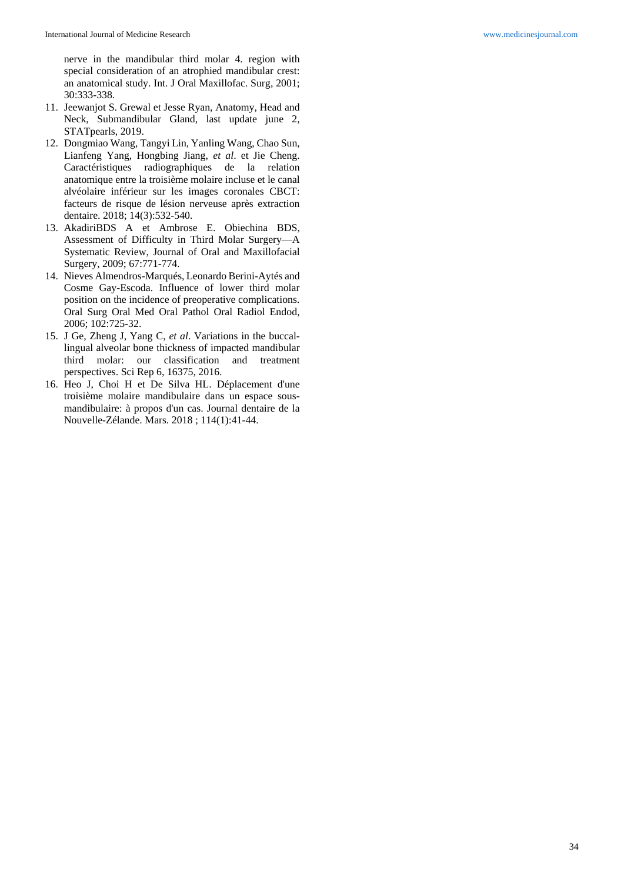nerve in the mandibular third molar 4. region with special consideration of an atrophied mandibular crest: an anatomical study. Int. J Oral Maxillofac. Surg, 2001; 30:333-338.

11. Jeewanjot S. Grewal et Jesse Ryan, Anatomy, Head and Neck, Submandibular Gland, last update june 2, STATpearls, 2019.
12. Dongmiao Wang, Tangyi Lin, Yanling Wang, Chao Sun, Lianfeng Yang, Hongbing Jiang, *et al*. et Jie Cheng. Caractéristiques radiographiques de la relation anatomique entre la troisième molaire incluse et le canal alvéolaire inférieur sur les images coronales CBCT: facteurs de risque de lésion nerveuse après extraction dentaire. 2018; 14(3):532-540.
13. AkadiriBDS A et Ambrose E. Obiechina BDS, Assessment of Difficulty in Third Molar Surgery—A Systematic Review, Journal of Oral and Maxillofacial Surgery, 2009; 67:771-774.
14. Nieves Almendros-Marqués, Leonardo Berini-Aytés and Cosme Gay-Escoda. Influence of lower third molar position on the incidence of preoperative complications. Oral Surg Oral Med Oral Pathol Oral Radiol Endod, 2006; 102:725-32.
15. J Ge, Zheng J, Yang C, *et al*. Variations in the buccal-lingual alveolar bone thickness of impacted mandibular third molar: our classification and treatment perspectives. Sci Rep 6, 16375, 2016.
16. Heo J, Choi H et De Silva HL. Déplacement d'une troisième molaire mandibulaire dans un espace sous-mandibulaire: à propos d'un cas. Journal dentaire de la Nouvelle-Zélande. Mars. 2018 ; 114(1):41-44.